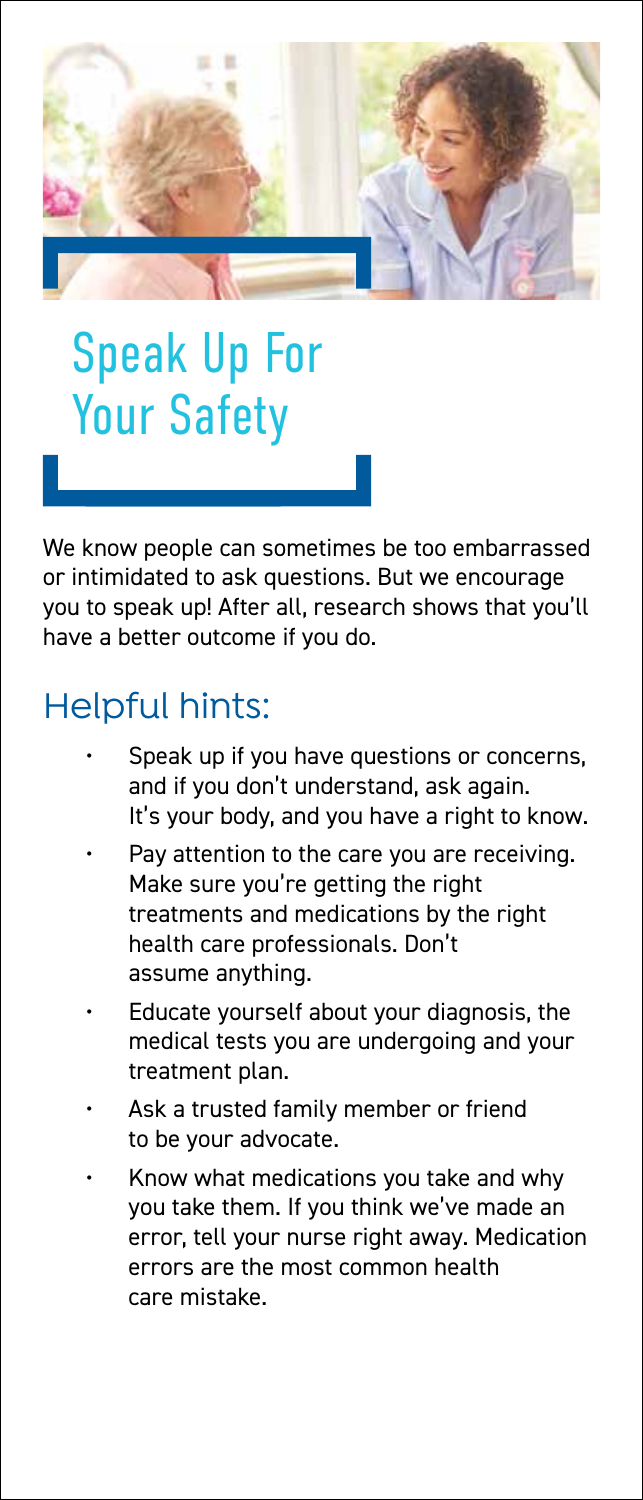# Speak Up For Your Safety

We know people can sometimes be too embarrassed or intimidated to ask questions. But we encourage you to speak up! After all, research shows that you'll have a better outcome if you do.

## Helpful hints:

- Speak up if you have questions or concerns, and if you don't understand, ask again. It's your body, and you have a right to know.
- Pay attention to the care you are receiving. Make sure you're getting the right treatments and medications by the right health care professionals. Don't assume anything.
- Educate yourself about your diagnosis, the medical tests you are undergoing and your treatment plan.
- Ask a trusted family member or friend to be your advocate.
- Know what medications you take and why you take them. If you think we've made an error, tell your nurse right away. Medication errors are the most common health care mistake.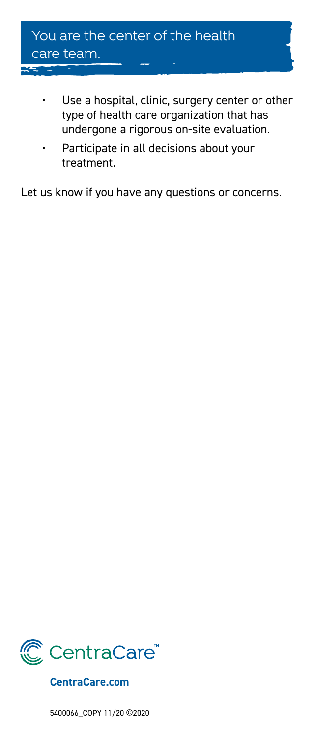## You are the center of the health care team.

- Use a hospital, clinic, surgery center or other type of health care organization that has undergone a rigorous on-site evaluation.
- Participate in all decisions about your treatment.

Let us know if you have any questions or concerns.

CentraCare™

**CentraCare.com**

5400066_COPY 11/20 ©2020